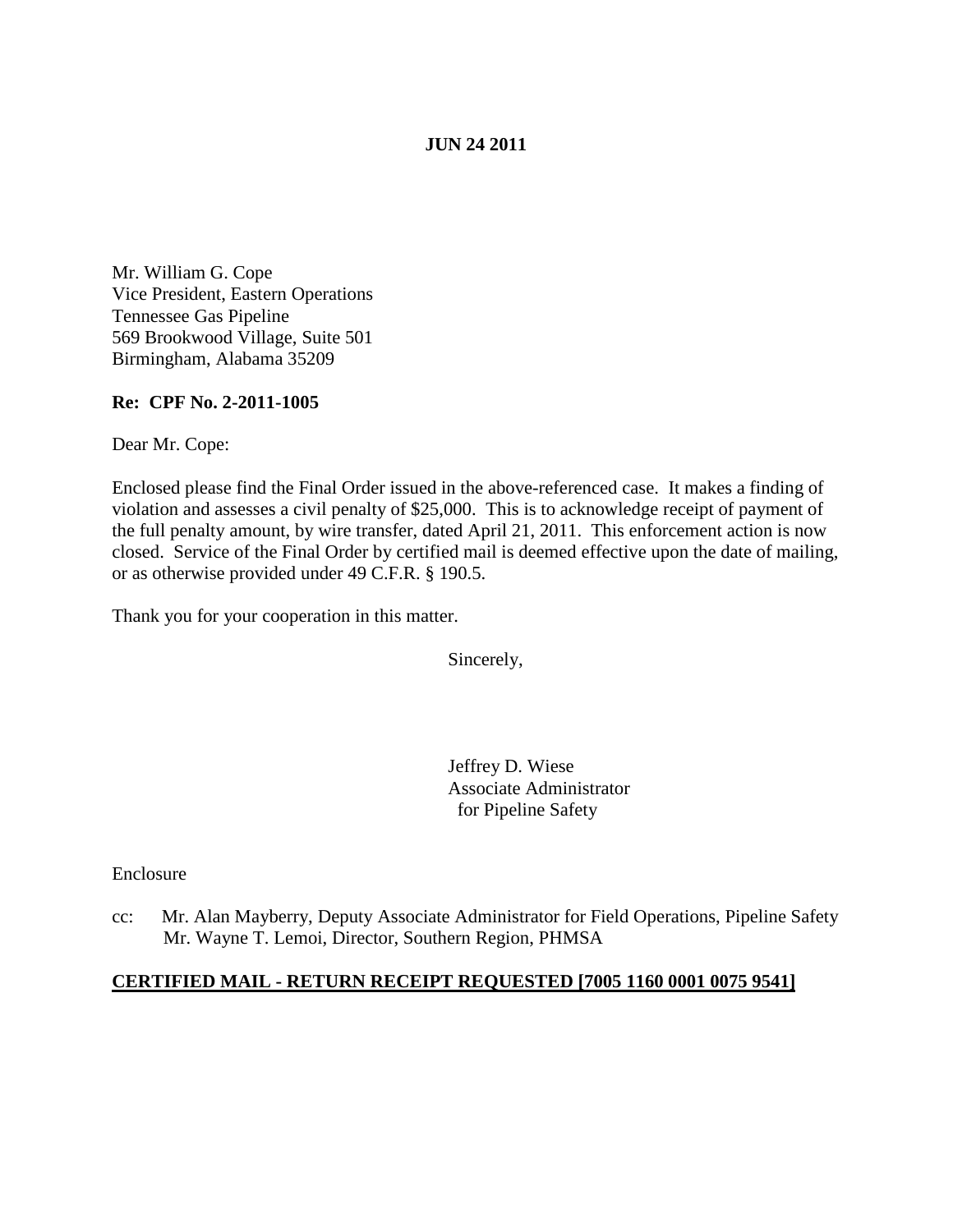**JUN 24 2011**

Mr. William G. Cope
Vice President, Eastern Operations
Tennessee Gas Pipeline
569 Brookwood Village, Suite 501
Birmingham, Alabama 35209

**Re: CPF No. 2-2011-1005**

Dear Mr. Cope:

Enclosed please find the Final Order issued in the above-referenced case. It makes a finding of violation and assesses a civil penalty of $25,000. This is to acknowledge receipt of payment of the full penalty amount, by wire transfer, dated April 21, 2011. This enforcement action is now closed. Service of the Final Order by certified mail is deemed effective upon the date of mailing, or as otherwise provided under 49 C.F.R. § 190.5.

Thank you for your cooperation in this matter.

Sincerely,

Jeffrey D. Wiese
Associate Administrator
for Pipeline Safety

Enclosure

cc: Mr. Alan Mayberry, Deputy Associate Administrator for Field Operations, Pipeline Safety
Mr. Wayne T. Lemoi, Director, Southern Region, PHMSA

**CERTIFIED MAIL - RETURN RECEIPT REQUESTED [7005 1160 0001 0075 9541]**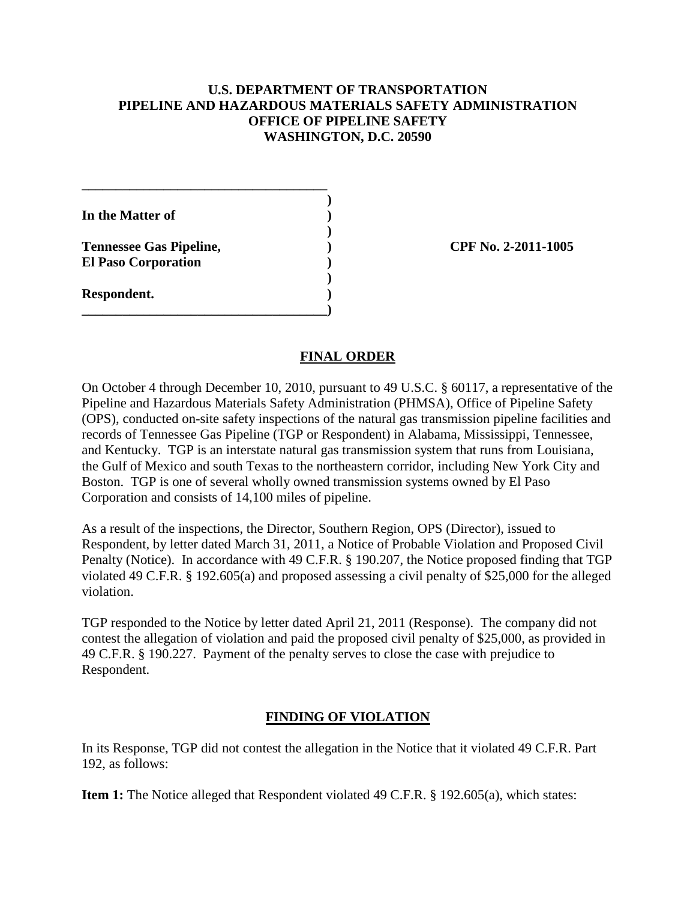**U.S. DEPARTMENT OF TRANSPORTATION**
**PIPELINE AND HAZARDOUS MATERIALS SAFETY ADMINISTRATION**
**OFFICE OF PIPELINE SAFETY**
**WASHINGTON, D.C. 20590**

| | | |
|---|---|---|
| **In the Matter of** | ) | |
| | ) | |
| **Tennessee Gas Pipeline,** | ) | **CPF No. 2-2011-1005** |
| **El Paso Corporation** | ) | |
| | ) | |
| **Respondent.** | ) | |

## FINAL ORDER

On October 4 through December 10, 2010, pursuant to 49 U.S.C. § 60117, a representative of the Pipeline and Hazardous Materials Safety Administration (PHMSA), Office of Pipeline Safety (OPS), conducted on-site safety inspections of the natural gas transmission pipeline facilities and records of Tennessee Gas Pipeline (TGP or Respondent) in Alabama, Mississippi, Tennessee, and Kentucky. TGP is an interstate natural gas transmission system that runs from Louisiana, the Gulf of Mexico and south Texas to the northeastern corridor, including New York City and Boston. TGP is one of several wholly owned transmission systems owned by El Paso Corporation and consists of 14,100 miles of pipeline.

As a result of the inspections, the Director, Southern Region, OPS (Director), issued to Respondent, by letter dated March 31, 2011, a Notice of Probable Violation and Proposed Civil Penalty (Notice). In accordance with 49 C.F.R. § 190.207, the Notice proposed finding that TGP violated 49 C.F.R. § 192.605(a) and proposed assessing a civil penalty of $25,000 for the alleged violation.

TGP responded to the Notice by letter dated April 21, 2011 (Response). The company did not contest the allegation of violation and paid the proposed civil penalty of $25,000, as provided in 49 C.F.R. § 190.227. Payment of the penalty serves to close the case with prejudice to Respondent.

## FINDING OF VIOLATION

In its Response, TGP did not contest the allegation in the Notice that it violated 49 C.F.R. Part 192, as follows:

**Item 1:** The Notice alleged that Respondent violated 49 C.F.R. § 192.605(a), which states: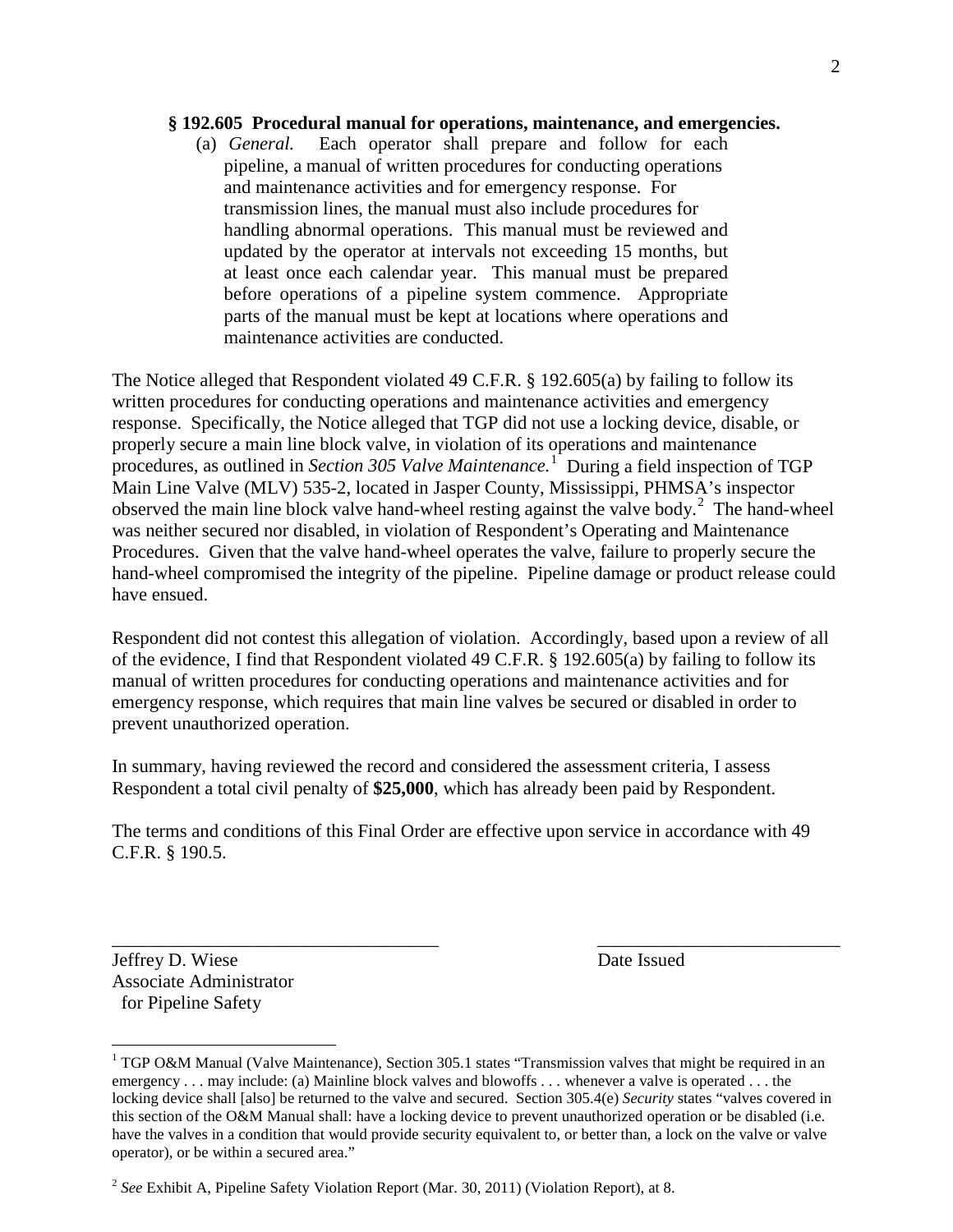**§ 192.605 Procedural manual for operations, maintenance, and emergencies.**

> (a) *General.* Each operator shall prepare and follow for each pipeline, a manual of written procedures for conducting operations and maintenance activities and for emergency response. For transmission lines, the manual must also include procedures for handling abnormal operations. This manual must be reviewed and updated by the operator at intervals not exceeding 15 months, but at least once each calendar year. This manual must be prepared before operations of a pipeline system commence. Appropriate parts of the manual must be kept at locations where operations and maintenance activities are conducted.

The Notice alleged that Respondent violated 49 C.F.R. § 192.605(a) by failing to follow its written procedures for conducting operations and maintenance activities and emergency response. Specifically, the Notice alleged that TGP did not use a locking device, disable, or properly secure a main line block valve, in violation of its operations and maintenance procedures, as outlined in *Section 305 Valve Maintenance.*[1] During a field inspection of TGP Main Line Valve (MLV) 535-2, located in Jasper County, Mississippi, PHMSA's inspector observed the main line block valve hand-wheel resting against the valve body.[2] The hand-wheel was neither secured nor disabled, in violation of Respondent's Operating and Maintenance Procedures. Given that the valve hand-wheel operates the valve, failure to properly secure the hand-wheel compromised the integrity of the pipeline. Pipeline damage or product release could have ensued.

Respondent did not contest this allegation of violation. Accordingly, based upon a review of all of the evidence, I find that Respondent violated 49 C.F.R. § 192.605(a) by failing to follow its manual of written procedures for conducting operations and maintenance activities and for emergency response, which requires that main line valves be secured or disabled in order to prevent unauthorized operation.

In summary, having reviewed the record and considered the assessment criteria, I assess Respondent a total civil penalty of **$25,000**, which has already been paid by Respondent.

The terms and conditions of this Final Order are effective upon service in accordance with 49 C.F.R. § 190.5.

\_\_\_\_\_\_\_\_\_\_\_\_\_\_\_\_\_\_\_\_\_\_\_\_\_\_\_\_\_\_\_\_\_\_\_
Jeffrey D. Wiese
Associate Administrator
for Pipeline Safety

\_\_\_\_\_\_\_\_\_\_\_\_\_\_\_\_\_\_\_\_\_\_\_\_\_\_
Date Issued

---

[1] TGP O&M Manual (Valve Maintenance), Section 305.1 states "Transmission valves that might be required in an emergency . . . may include: (a) Mainline block valves and blowoffs . . . whenever a valve is operated . . . the locking device shall [also] be returned to the valve and secured. Section 305.4(e) *Security* states "valves covered in this section of the O&M Manual shall: have a locking device to prevent unauthorized operation or be disabled (i.e. have the valves in a condition that would provide security equivalent to, or better than, a lock on the valve or valve operator), or be within a secured area."

[2] *See* Exhibit A, Pipeline Safety Violation Report (Mar. 30, 2011) (Violation Report), at 8.